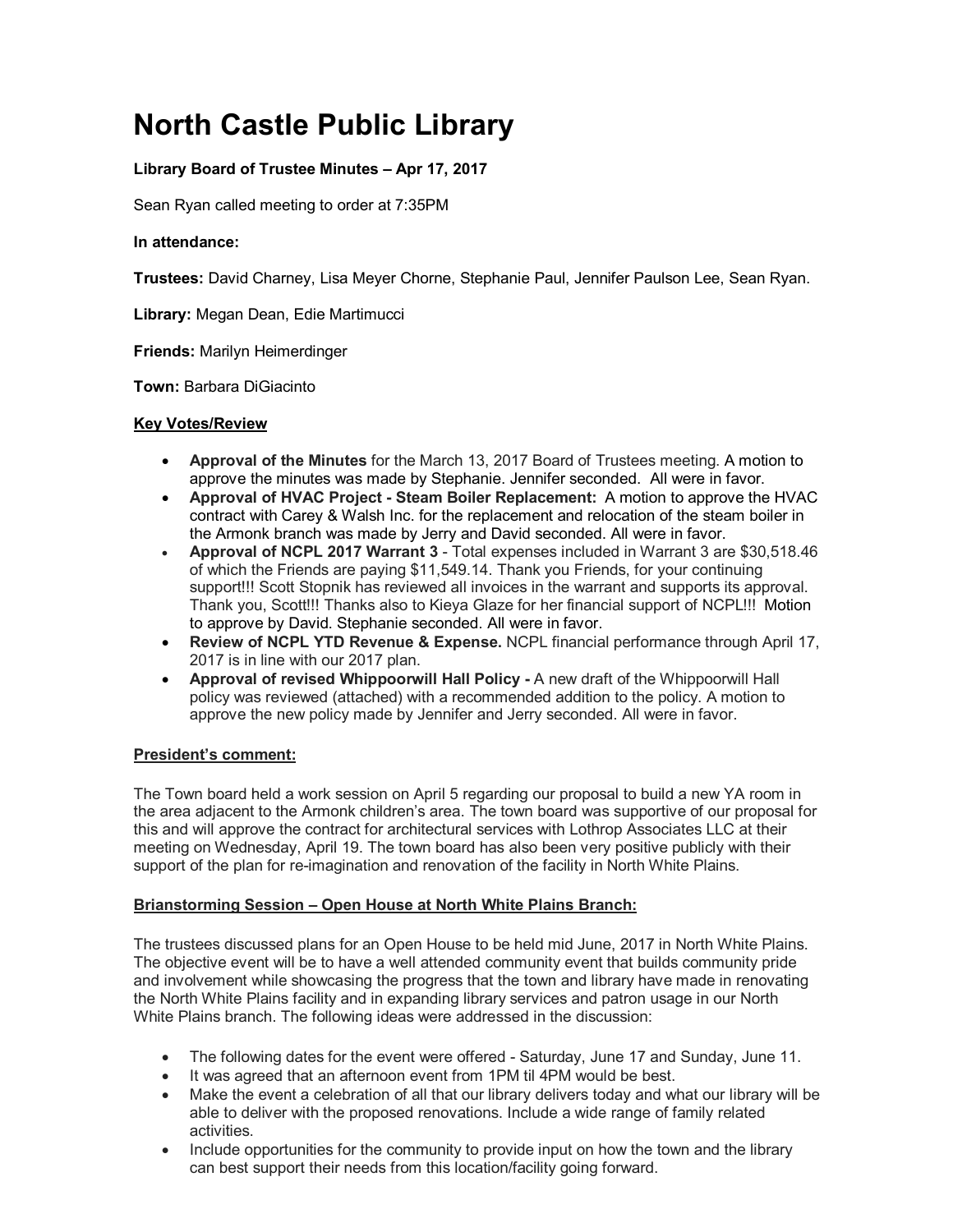# North Castle Public Library

**Library Board of Trustee Minutes – Apr 17, 2017**

Sean Ryan called meeting to order at 7:35PM

**In attendance:**

**Trustees:** David Charney, Lisa Meyer Chorne, Stephanie Paul, Jennifer Paulson Lee, Sean Ryan.

**Library:** Megan Dean, Edie Martimucci

**Friends:** Marilyn Heimerdinger

**Town:** Barbara DiGiacinto

**Key Votes/Review**

- **Approval of the Minutes** for the March 13, 2017 Board of Trustees meeting. A motion to approve the minutes was made by Stephanie. Jennifer seconded. All were in favor.
- **Approval of HVAC Project - Steam Boiler Replacement:** A motion to approve the HVAC contract with Carey & Walsh Inc. for the replacement and relocation of the steam boiler in the Armonk branch was made by Jerry and David seconded. All were in favor.
- **Approval of NCPL 2017 Warrant 3** - Total expenses included in Warrant 3 are $30,518.46 of which the Friends are paying $11,549.14. Thank you Friends, for your continuing support!!! Scott Stopnik has reviewed all invoices in the warrant and supports its approval. Thank you, Scott!!! Thanks also to Kieya Glaze for her financial support of NCPL!!! Motion to approve by David. Stephanie seconded. All were in favor.
- **Review of NCPL YTD Revenue & Expense.** NCPL financial performance through April 17, 2017 is in line with our 2017 plan.
- **Approval of revised Whippoorwill Hall Policy -** A new draft of the Whippoorwill Hall policy was reviewed (attached) with a recommended addition to the policy. A motion to approve the new policy made by Jennifer and Jerry seconded. All were in favor.

**President's comment:**

The Town board held a work session on April 5 regarding our proposal to build a new YA room in the area adjacent to the Armonk children's area. The town board was supportive of our proposal for this and will approve the contract for architectural services with Lothrop Associates LLC at their meeting on Wednesday, April 19. The town board has also been very positive publicly with their support of the plan for re-imagination and renovation of the facility in North White Plains.

**Brianstorming Session – Open House at North White Plains Branch:**

The trustees discussed plans for an Open House to be held mid June, 2017 in North White Plains. The objective event will be to have a well attended community event that builds community pride and involvement while showcasing the progress that the town and library have made in renovating the North White Plains facility and in expanding library services and patron usage in our North White Plains branch. The following ideas were addressed in the discussion:

- The following dates for the event were offered - Saturday, June 17 and Sunday, June 11.
- It was agreed that an afternoon event from 1PM til 4PM would be best.
- Make the event a celebration of all that our library delivers today and what our library will be able to deliver with the proposed renovations. Include a wide range of family related activities.
- Include opportunities for the community to provide input on how the town and the library can best support their needs from this location/facility going forward.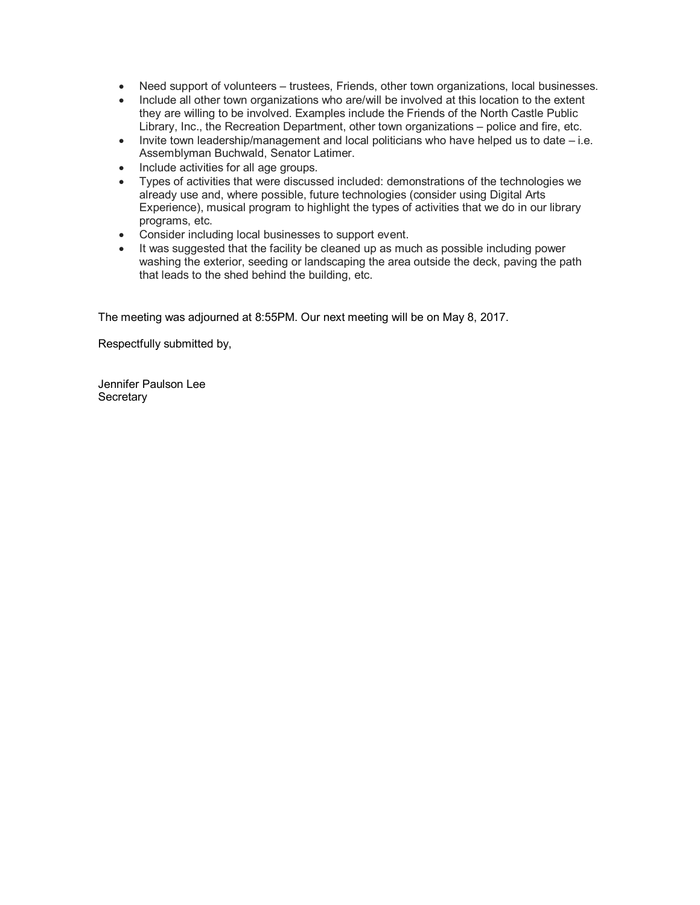- Need support of volunteers – trustees, Friends, other town organizations, local businesses.
- Include all other town organizations who are/will be involved at this location to the extent they are willing to be involved. Examples include the Friends of the North Castle Public Library, Inc., the Recreation Department, other town organizations – police and fire, etc.
- Invite town leadership/management and local politicians who have helped us to date – i.e. Assemblyman Buchwald, Senator Latimer.
- Include activities for all age groups.
- Types of activities that were discussed included: demonstrations of the technologies we already use and, where possible, future technologies (consider using Digital Arts Experience), musical program to highlight the types of activities that we do in our library programs, etc.
- Consider including local businesses to support event.
- It was suggested that the facility be cleaned up as much as possible including power washing the exterior, seeding or landscaping the area outside the deck, paving the path that leads to the shed behind the building, etc.

The meeting was adjourned at 8:55PM. Our next meeting will be on May 8, 2017.

Respectfully submitted by,

Jennifer Paulson Lee
Secretary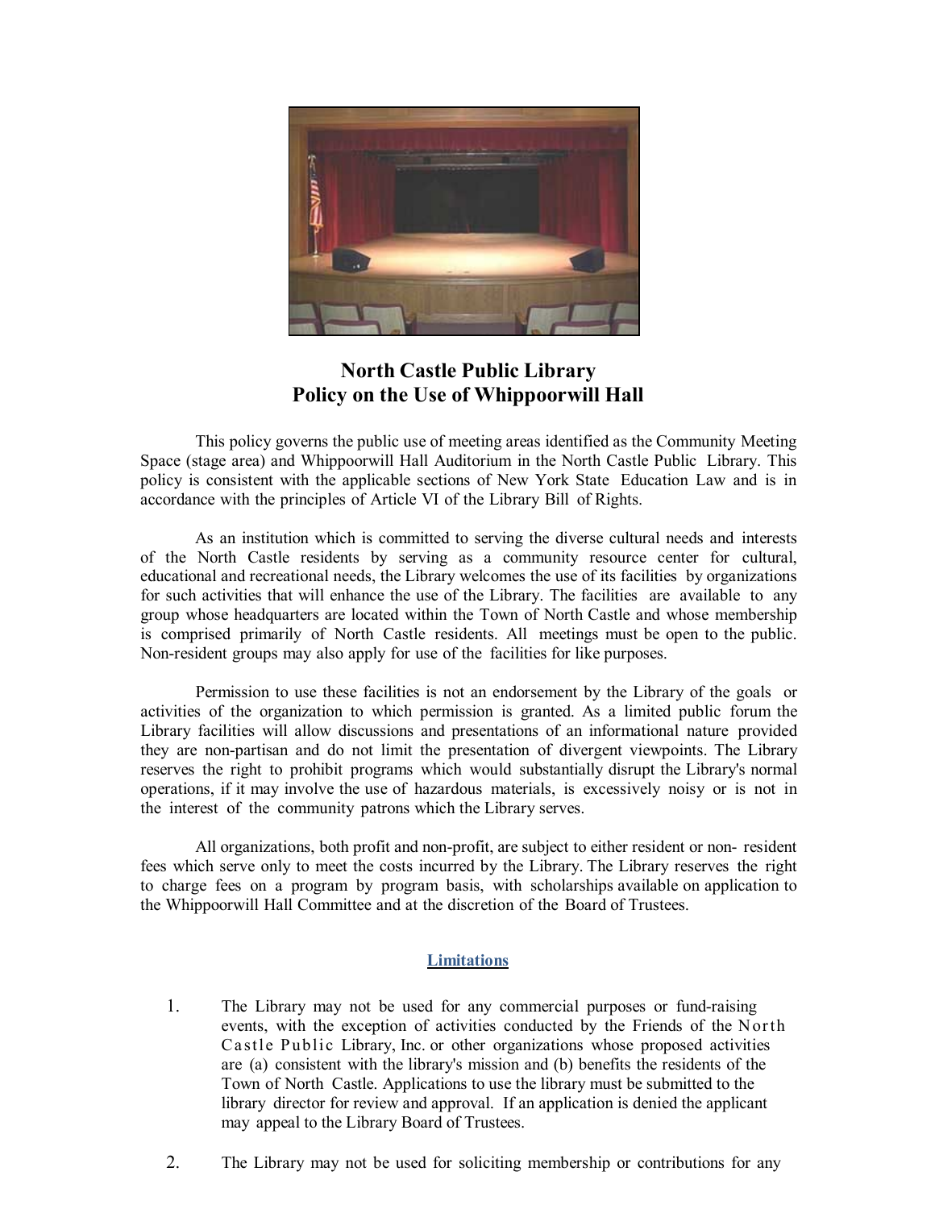# North Castle Public Library
# Policy on the Use of Whippoorwill Hall

This policy governs the public use of meeting areas identified as the Community Meeting Space (stage area) and Whippoorwill Hall Auditorium in the North Castle Public Library. This policy is consistent with the applicable sections of New York State Education Law and is in accordance with the principles of Article VI of the Library Bill of Rights.

As an institution which is committed to serving the diverse cultural needs and interests of the North Castle residents by serving as a community resource center for cultural, educational and recreational needs, the Library welcomes the use of its facilities by organizations for such activities that will enhance the use of the Library. The facilities are available to any group whose headquarters are located within the Town of North Castle and whose membership is comprised primarily of North Castle residents. All meetings must be open to the public. Non-resident groups may also apply for use of the facilities for like purposes.

Permission to use these facilities is not an endorsement by the Library of the goals or activities of the organization to which permission is granted. As a limited public forum the Library facilities will allow discussions and presentations of an informational nature provided they are non-partisan and do not limit the presentation of divergent viewpoints. The Library reserves the right to prohibit programs which would substantially disrupt the Library's normal operations, if it may involve the use of hazardous materials, is excessively noisy or is not in the interest of the community patrons which the Library serves.

All organizations, both profit and non-profit, are subject to either resident or non- resident fees which serve only to meet the costs incurred by the Library. The Library reserves the right to charge fees on a program by program basis, with scholarships available on application to the Whippoorwill Hall Committee and at the discretion of the Board of Trustees.

## Limitations

1. The Library may not be used for any commercial purposes or fund-raising events, with the exception of activities conducted by the Friends of the North Castle Public Library, Inc. or other organizations whose proposed activities are (a) consistent with the library's mission and (b) benefits the residents of the Town of North Castle. Applications to use the library must be submitted to the library director for review and approval. If an application is denied the applicant may appeal to the Library Board of Trustees.

2. The Library may not be used for soliciting membership or contributions for any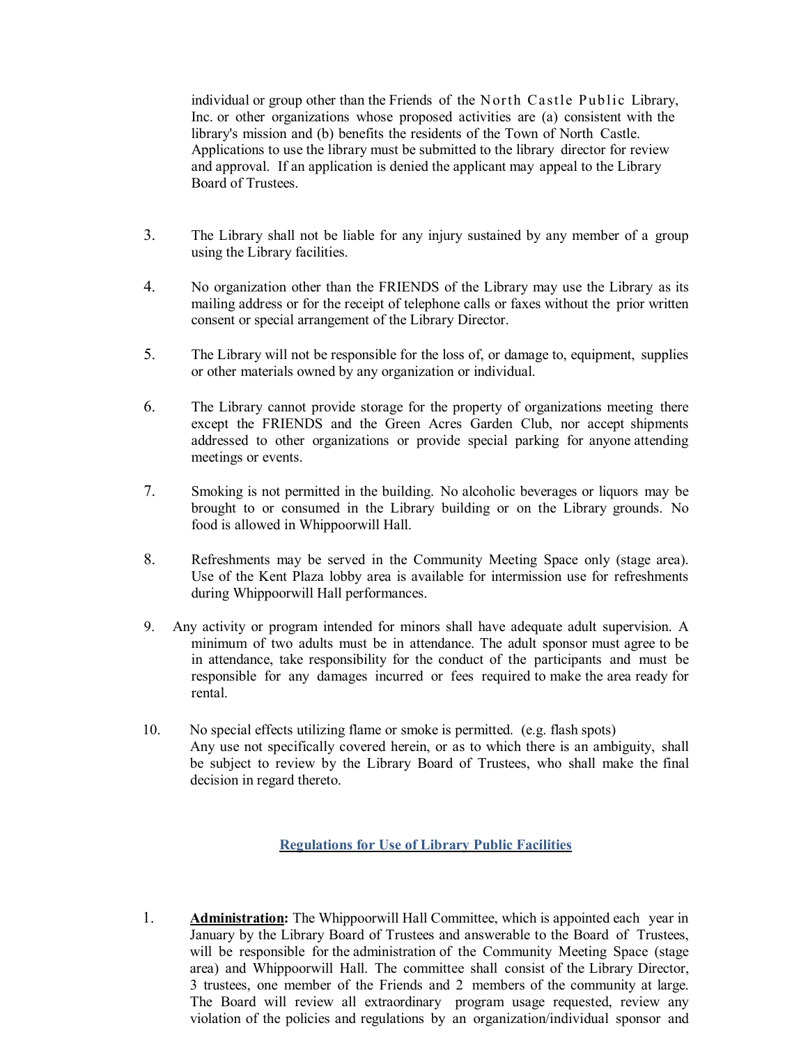individual or group other than the Friends of the North Castle Public Library, Inc. or other organizations whose proposed activities are (a) consistent with the library's mission and (b) benefits the residents of the Town of North Castle. Applications to use the library must be submitted to the library director for review and approval. If an application is denied the applicant may appeal to the Library Board of Trustees.

3. The Library shall not be liable for any injury sustained by any member of a group using the Library facilities.

4. No organization other than the FRIENDS of the Library may use the Library as its mailing address or for the receipt of telephone calls or faxes without the prior written consent or special arrangement of the Library Director.

5. The Library will not be responsible for the loss of, or damage to, equipment, supplies or other materials owned by any organization or individual.

6. The Library cannot provide storage for the property of organizations meeting there except the FRIENDS and the Green Acres Garden Club, nor accept shipments addressed to other organizations or provide special parking for anyone attending meetings or events.

7. Smoking is not permitted in the building. No alcoholic beverages or liquors may be brought to or consumed in the Library building or on the Library grounds. No food is allowed in Whippoorwill Hall.

8. Refreshments may be served in the Community Meeting Space only (stage area). Use of the Kent Plaza lobby area is available for intermission use for refreshments during Whippoorwill Hall performances.

9. Any activity or program intended for minors shall have adequate adult supervision. A minimum of two adults must be in attendance. The adult sponsor must agree to be in attendance, take responsibility for the conduct of the participants and must be responsible for any damages incurred or fees required to make the area ready for rental.

10. No special effects utilizing flame or smoke is permitted. (e.g. flash spots)
Any use not specifically covered herein, or as to which there is an ambiguity, shall be subject to review by the Library Board of Trustees, who shall make the final decision in regard thereto.

## Regulations for Use of Library Public Facilities

1. **Administration:** The Whippoorwill Hall Committee, which is appointed each year in January by the Library Board of Trustees and answerable to the Board of Trustees, will be responsible for the administration of the Community Meeting Space (stage area) and Whippoorwill Hall. The committee shall consist of the Library Director, 3 trustees, one member of the Friends and 2 members of the community at large. The Board will review all extraordinary program usage requested, review any violation of the policies and regulations by an organization/individual sponsor and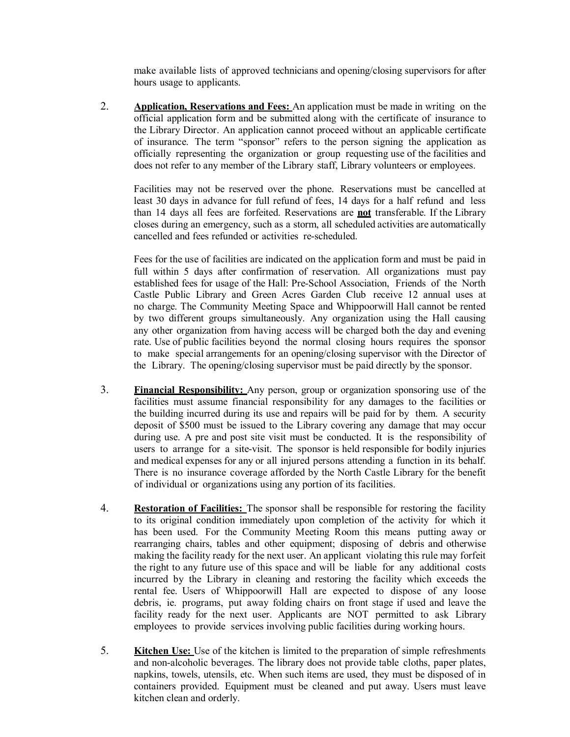make available lists of approved technicians and opening/closing supervisors for after hours usage to applicants.

2. **Application, Reservations and Fees:** An application must be made in writing on the official application form and be submitted along with the certificate of insurance to the Library Director. An application cannot proceed without an applicable certificate of insurance. The term "sponsor" refers to the person signing the application as officially representing the organization or group requesting use of the facilities and does not refer to any member of the Library staff, Library volunteers or employees.

   Facilities may not be reserved over the phone. Reservations must be cancelled at least 30 days in advance for full refund of fees, 14 days for a half refund and less than 14 days all fees are forfeited. Reservations are **not** transferable. If the Library closes during an emergency, such as a storm, all scheduled activities are automatically cancelled and fees refunded or activities re-scheduled.

   Fees for the use of facilities are indicated on the application form and must be paid in full within 5 days after confirmation of reservation. All organizations must pay established fees for usage of the Hall: Pre-School Association, Friends of the North Castle Public Library and Green Acres Garden Club receive 12 annual uses at no charge. The Community Meeting Space and Whippoorwill Hall cannot be rented by two different groups simultaneously. Any organization using the Hall causing any other organization from having access will be charged both the day and evening rate. Use of public facilities beyond the normal closing hours requires the sponsor to make special arrangements for an opening/closing supervisor with the Director of the Library. The opening/closing supervisor must be paid directly by the sponsor.

3. **Financial Responsibility:** Any person, group or organization sponsoring use of the facilities must assume financial responsibility for any damages to the facilities or the building incurred during its use and repairs will be paid for by them. A security deposit of $500 must be issued to the Library covering any damage that may occur during use. A pre and post site visit must be conducted. It is the responsibility of users to arrange for a site-visit. The sponsor is held responsible for bodily injuries and medical expenses for any or all injured persons attending a function in its behalf. There is no insurance coverage afforded by the North Castle Library for the benefit of individual or organizations using any portion of its facilities.

4. **Restoration of Facilities:** The sponsor shall be responsible for restoring the facility to its original condition immediately upon completion of the activity for which it has been used. For the Community Meeting Room this means putting away or rearranging chairs, tables and other equipment; disposing of debris and otherwise making the facility ready for the next user. An applicant violating this rule may forfeit the right to any future use of this space and will be liable for any additional costs incurred by the Library in cleaning and restoring the facility which exceeds the rental fee. Users of Whippoorwill Hall are expected to dispose of any loose debris, ie. programs, put away folding chairs on front stage if used and leave the facility ready for the next user. Applicants are NOT permitted to ask Library employees to provide services involving public facilities during working hours.

5. **Kitchen Use:** Use of the kitchen is limited to the preparation of simple refreshments and non-alcoholic beverages. The library does not provide table cloths, paper plates, napkins, towels, utensils, etc. When such items are used, they must be disposed of in containers provided. Equipment must be cleaned and put away. Users must leave kitchen clean and orderly.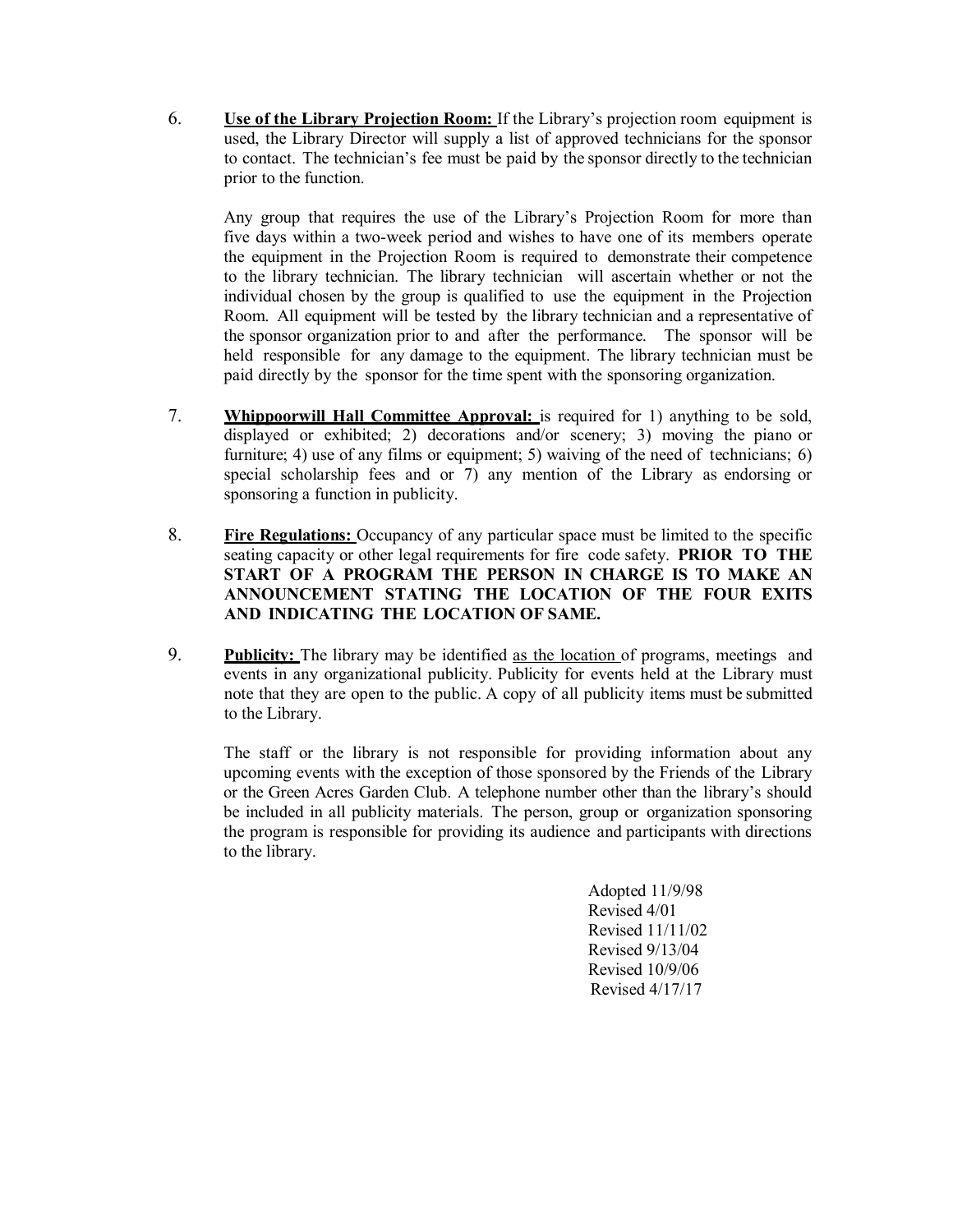6. **Use of the Library Projection Room:** If the Library's projection room equipment is used, the Library Director will supply a list of approved technicians for the sponsor to contact. The technician's fee must be paid by the sponsor directly to the technician prior to the function.

   Any group that requires the use of the Library's Projection Room for more than five days within a two-week period and wishes to have one of its members operate the equipment in the Projection Room is required to demonstrate their competence to the library technician. The library technician will ascertain whether or not the individual chosen by the group is qualified to use the equipment in the Projection Room. All equipment will be tested by the library technician and a representative of the sponsor organization prior to and after the performance. The sponsor will be held responsible for any damage to the equipment. The library technician must be paid directly by the sponsor for the time spent with the sponsoring organization.

7. **Whippoorwill Hall Committee Approval:** is required for 1) anything to be sold, displayed or exhibited; 2) decorations and/or scenery; 3) moving the piano or furniture; 4) use of any films or equipment; 5) waiving of the need of technicians; 6) special scholarship fees and or 7) any mention of the Library as endorsing or sponsoring a function in publicity.

8. **Fire Regulations:** Occupancy of any particular space must be limited to the specific seating capacity or other legal requirements for fire code safety. **PRIOR TO THE START OF A PROGRAM THE PERSON IN CHARGE IS TO MAKE AN ANNOUNCEMENT STATING THE LOCATION OF THE FOUR EXITS AND INDICATING THE LOCATION OF SAME.**

9. **Publicity:** The library may be identified as the location of programs, meetings and events in any organizational publicity. Publicity for events held at the Library must note that they are open to the public. A copy of all publicity items must be submitted to the Library.

   The staff or the library is not responsible for providing information about any upcoming events with the exception of those sponsored by the Friends of the Library or the Green Acres Garden Club. A telephone number other than the library's should be included in all publicity materials. The person, group or organization sponsoring the program is responsible for providing its audience and participants with directions to the library.

Adopted 11/9/98
Revised 4/01
Revised 11/11/02
Revised 9/13/04
Revised 10/9/06
Revised 4/17/17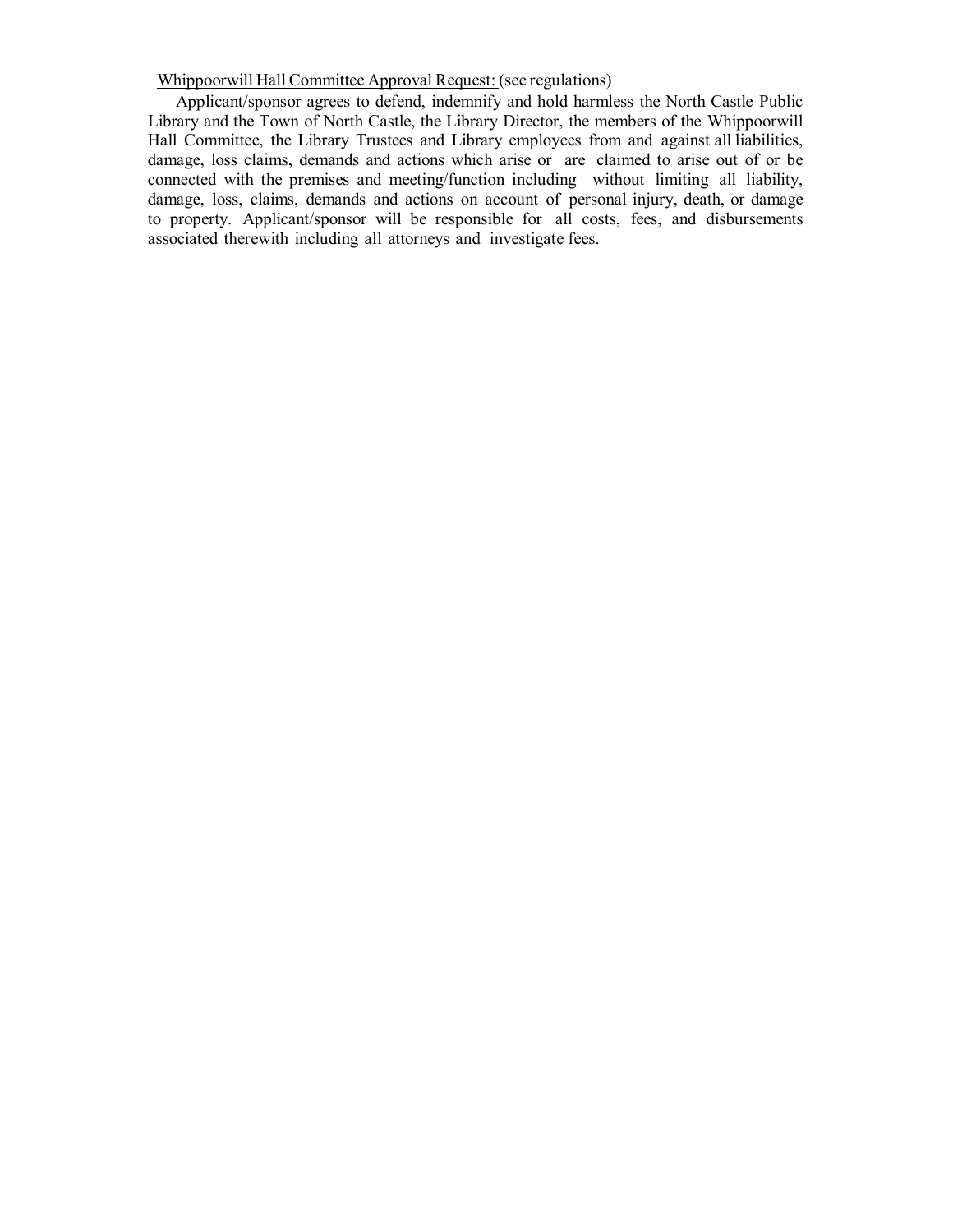Whippoorwill Hall Committee Approval Request: (see regulations)

Applicant/sponsor agrees to defend, indemnify and hold harmless the North Castle Public Library and the Town of North Castle, the Library Director, the members of the Whippoorwill Hall Committee, the Library Trustees and Library employees from and against all liabilities, damage, loss claims, demands and actions which arise or are claimed to arise out of or be connected with the premises and meeting/function including without limiting all liability, damage, loss, claims, demands and actions on account of personal injury, death, or damage to property. Applicant/sponsor will be responsible for all costs, fees, and disbursements associated therewith including all attorneys and investigate fees.